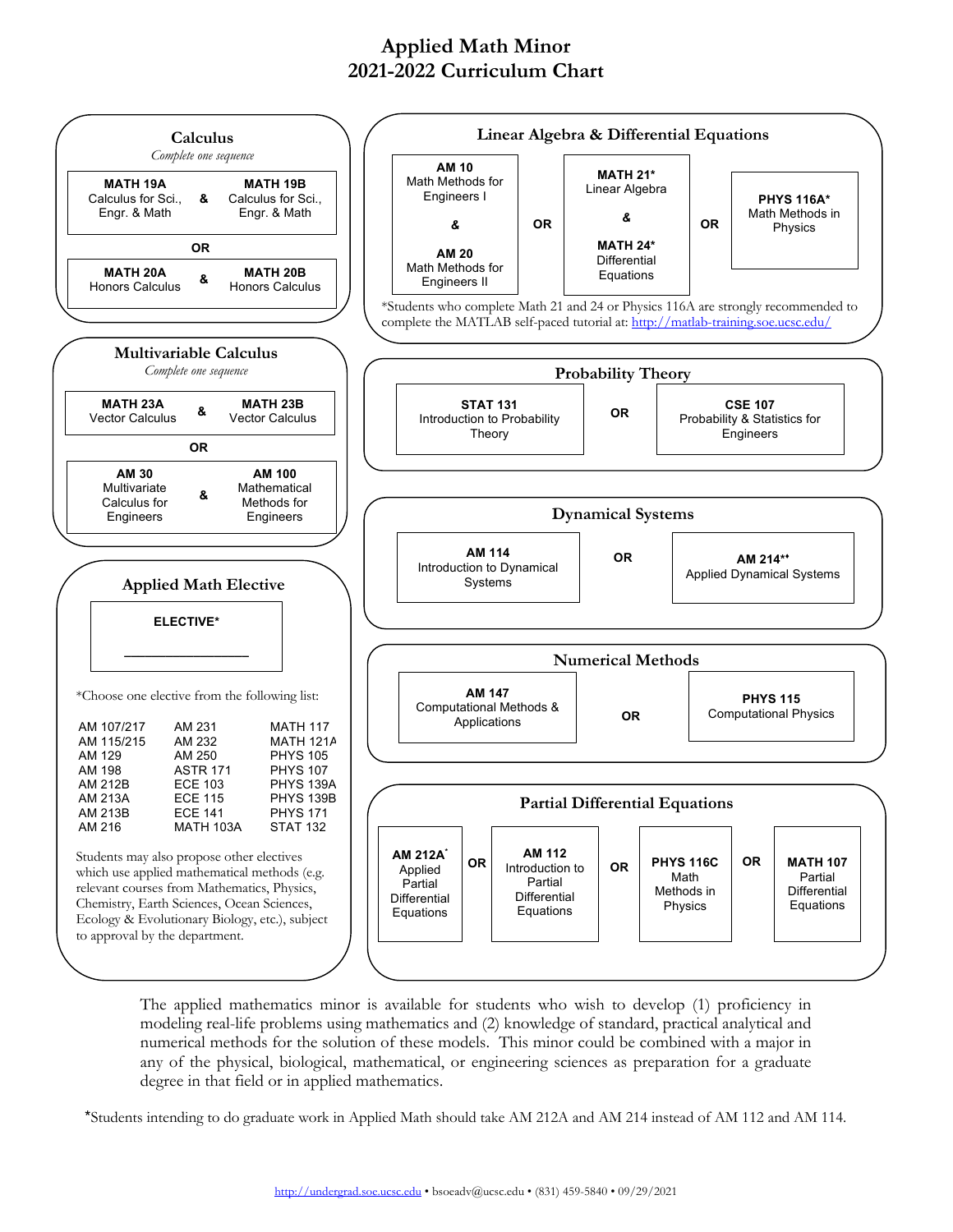# Applied Math Minor
# 2021-2022 Curriculum Chart

## Calculus

*Complete one sequence*

**MATH 19A** Calculus for Sci., Engr. & Math **&** **MATH 19B** Calculus for Sci., Engr. & Math

**OR**

**MATH 20A** Honors Calculus **&** **MATH 20B** Honors Calculus

## Multivariable Calculus

*Complete one sequence*

**MATH 23A** Vector Calculus **&** **MATH 23B** Vector Calculus

**OR**

**AM 30** Multivariate Calculus for Engineers **&** **AM 100** Mathematical Methods for Engineers

## Applied Math Elective

**ELECTIVE***

_______________

*Choose one elective from the following list:

| | | |
|---|---|---|
| AM 107/217 | AM 231 | MATH 117 |
| AM 115/215 | AM 232 | MATH 121A |
| AM 129 | AM 250 | PHYS 105 |
| AM 198 | ASTR 171 | PHYS 107 |
| AM 212B | ECE 103 | PHYS 139A |
| AM 213A | ECE 115 | PHYS 139B |
| AM 213B | ECE 141 | PHYS 171 |
| AM 216 | MATH 103A | STAT 132 |

Students may also propose other electives which use applied mathematical methods (e.g. relevant courses from Mathematics, Physics, Chemistry, Earth Sciences, Ocean Sciences, Ecology & Evolutionary Biology, etc.), subject to approval by the department.

## Linear Algebra & Differential Equations

**AM 10** Math Methods for Engineers I **&** **AM 20** Math Methods for Engineers II

**OR**

**MATH 21*** Linear Algebra **&** **MATH 24*** Differential Equations

**OR**

**PHYS 116A*** Math Methods in Physics

*Students who complete Math 21 and 24 or Physics 116A are strongly recommended to complete the MATLAB self-paced tutorial at: http://matlab-training.soe.ucsc.edu/

## Probability Theory

**STAT 131** Introduction to Probability Theory

**OR**

**CSE 107** Probability & Statistics for Engineers

## Dynamical Systems

**AM 114** Introduction to Dynamical Systems

**OR**

**AM 214*** Applied Dynamical Systems

## Numerical Methods

**AM 147** Computational Methods & Applications

**OR**

**PHYS 115** Computational Physics

## Partial Differential Equations

**AM 212A*** Applied Partial Differential Equations

**OR**

**AM 112** Introduction to Partial Differential Equations

**OR**

**PHYS 116C** Math Methods in Physics

**OR**

**MATH 107** Partial Differential Equations

The applied mathematics minor is available for students who wish to develop (1) proficiency in modeling real-life problems using mathematics and (2) knowledge of standard, practical analytical and numerical methods for the solution of these models. This minor could be combined with a major in any of the physical, biological, mathematical, or engineering sciences as preparation for a graduate degree in that field or in applied mathematics.

*Students intending to do graduate work in Applied Math should take AM 212A and AM 214 instead of AM 112 and AM 114.

http://undergrad.soe.ucsc.edu • bsoeadv@ucsc.edu • (831) 459-5840 • 09/29/2021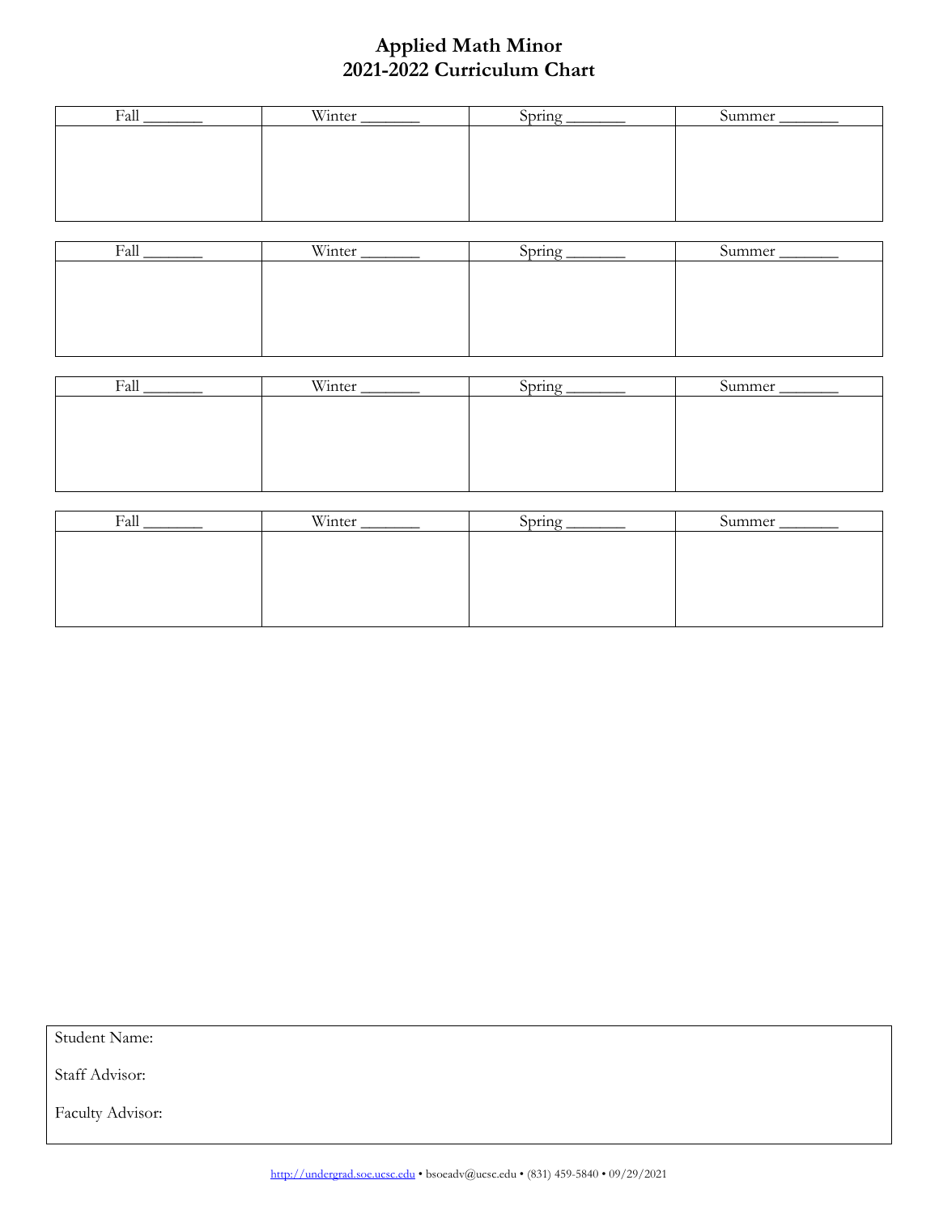# Applied Math Minor
## 2021-2022 Curriculum Chart

| Fall _______ | Winter _______ | Spring _______ | Summer _______ |
|---|---|---|---|
| | | | |

| Fall _______ | Winter _______ | Spring _______ | Summer _______ |
|---|---|---|---|
| | | | |

| Fall _______ | Winter _______ | Spring _______ | Summer _______ |
|---|---|---|---|
| | | | |

| Fall _______ | Winter _______ | Spring _______ | Summer _______ |
|---|---|---|---|
| | | | |

Student Name:

Staff Advisor:

Faculty Advisor:

http://undergrad.soe.ucsc.edu • bsoeadv@ucsc.edu • (831) 459-5840 • 09/29/2021